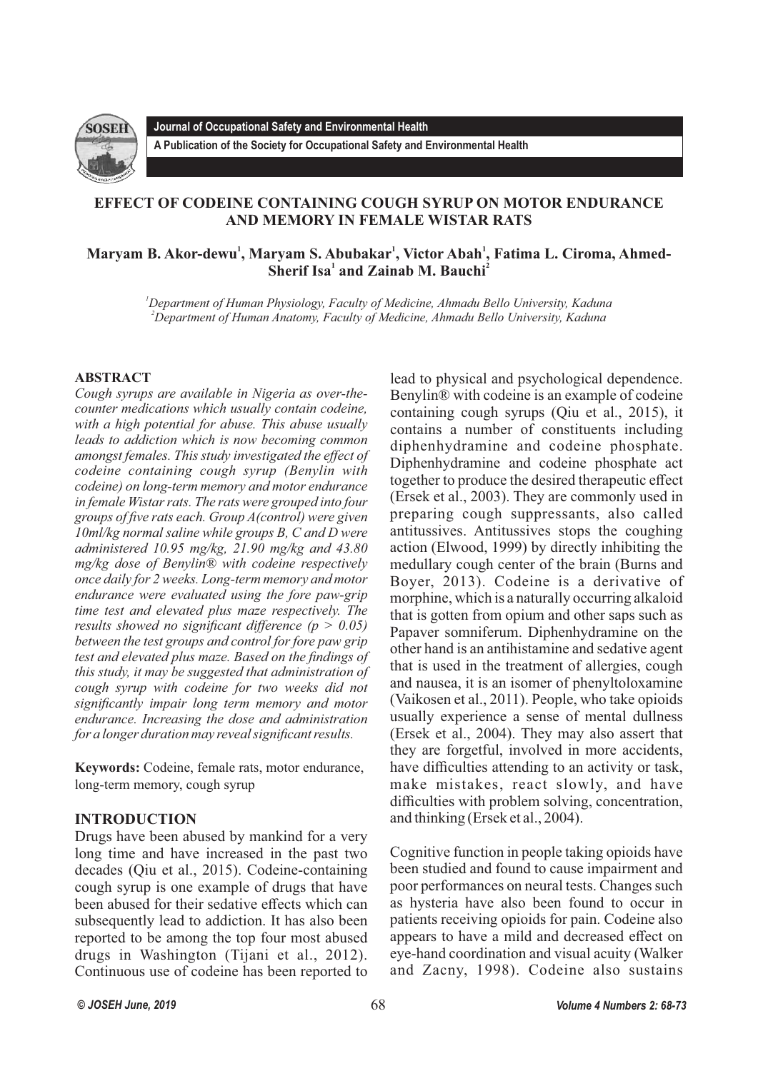# EFFECT OF CODEINE CONTAINING COUGH SYRUP ON MOTOR ENDURANCE AND MEMORY IN FEMALE WISTAR RATS

**Maryam B. Akor-dewu[1], Maryam S. Abubakar[1], Victor Abah[1], Fatima L. Ciroma, Ahmed-Sherif Isa[1] and Zainab M. Bauchi[2]**

[1]Department of Human Physiology, Faculty of Medicine, Ahmadu Bello University, Kaduna
[2]Department of Human Anatomy, Faculty of Medicine, Ahmadu Bello University, Kaduna

## ABSTRACT

*Cough syrups are available in Nigeria as over-the-counter medications which usually contain codeine, with a high potential for abuse. This abuse usually leads to addiction which is now becoming common amongst females. This study investigated the effect of codeine containing cough syrup (Benylin with codeine) on long-term memory and motor endurance in female Wistar rats. The rats were grouped into four groups of five rats each. Group A(control) were given 10ml/kg normal saline while groups B, C and D were administered 10.95 mg/kg, 21.90 mg/kg and 43.80 mg/kg dose of Benylin® with codeine respectively once daily for 2 weeks. Long-term memory and motor endurance were evaluated using the fore paw-grip time test and elevated plus maze respectively. The results showed no significant difference ($p > 0.05$) between the test groups and control for fore paw grip test and elevated plus maze. Based on the findings of this study, it may be suggested that administration of cough syrup with codeine for two weeks did not significantly impair long term memory and motor endurance. Increasing the dose and administration for a longer duration may reveal significant results.*

**Keywords:** Codeine, female rats, motor endurance, long-term memory, cough syrup

## INTRODUCTION

Drugs have been abused by mankind for a very long time and have increased in the past two decades (Qiu et al., 2015). Codeine-containing cough syrup is one example of drugs that have been abused for their sedative effects which can subsequently lead to addiction. It has also been reported to be among the top four most abused drugs in Washington (Tijani et al., 2012). Continuous use of codeine has been reported to lead to physical and psychological dependence. Benylin® with codeine is an example of codeine containing cough syrups (Qiu et al., 2015), it contains a number of constituents including diphenhydramine and codeine phosphate. Diphenhydramine and codeine phosphate act together to produce the desired therapeutic effect (Ersek et al., 2003). They are commonly used in preparing cough suppressants, also called antitussives. Antitussives stops the coughing action (Elwood, 1999) by directly inhibiting the medullary cough center of the brain (Burns and Boyer, 2013). Codeine is a derivative of morphine, which is a naturally occurring alkaloid that is gotten from opium and other saps such as Papaver somniferum. Diphenhydramine on the other hand is an antihistamine and sedative agent that is used in the treatment of allergies, cough and nausea, it is an isomer of phenyltoloxamine (Vaikosen et al., 2011). People, who take opioids usually experience a sense of mental dullness (Ersek et al., 2004). They may also assert that they are forgetful, involved in more accidents, have difficulties attending to an activity or task, make mistakes, react slowly, and have difficulties with problem solving, concentration, and thinking (Ersek et al., 2004).

Cognitive function in people taking opioids have been studied and found to cause impairment and poor performances on neural tests. Changes such as hysteria have also been found to occur in patients receiving opioids for pain. Codeine also appears to have a mild and decreased effect on eye-hand coordination and visual acuity (Walker and Zacny, 1998). Codeine also sustains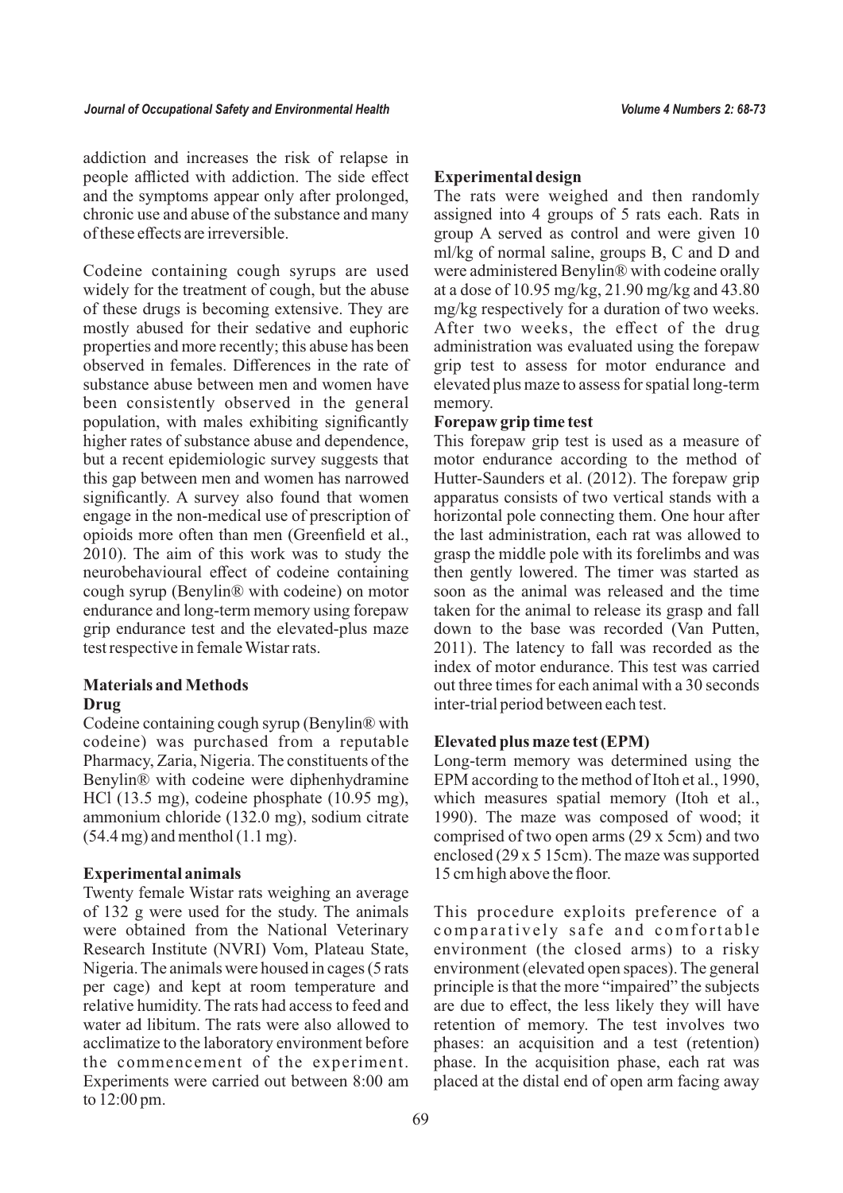addiction and increases the risk of relapse in people afflicted with addiction. The side effect and the symptoms appear only after prolonged, chronic use and abuse of the substance and many of these effects are irreversible.

Codeine containing cough syrups are used widely for the treatment of cough, but the abuse of these drugs is becoming extensive. They are mostly abused for their sedative and euphoric properties and more recently; this abuse has been observed in females. Differences in the rate of substance abuse between men and women have been consistently observed in the general population, with males exhibiting significantly higher rates of substance abuse and dependence, but a recent epidemiologic survey suggests that this gap between men and women has narrowed significantly. A survey also found that women engage in the non-medical use of prescription of opioids more often than men (Greenfield et al., 2010). The aim of this work was to study the neurobehavioural effect of codeine containing cough syrup (Benylin® with codeine) on motor endurance and long-term memory using forepaw grip endurance test and the elevated-plus maze test respective in female Wistar rats.

## Materials and Methods

### Drug

Codeine containing cough syrup (Benylin® with codeine) was purchased from a reputable Pharmacy, Zaria, Nigeria. The constituents of the Benylin® with codeine were diphenhydramine HCl (13.5 mg), codeine phosphate (10.95 mg), ammonium chloride (132.0 mg), sodium citrate (54.4 mg) and menthol (1.1 mg).

### Experimental animals

Twenty female Wistar rats weighing an average of 132 g were used for the study. The animals were obtained from the National Veterinary Research Institute (NVRI) Vom, Plateau State, Nigeria. The animals were housed in cages (5 rats per cage) and kept at room temperature and relative humidity. The rats had access to feed and water ad libitum. The rats were also allowed to acclimatize to the laboratory environment before the commencement of the experiment. Experiments were carried out between 8:00 am to 12:00 pm.

### Experimental design

The rats were weighed and then randomly assigned into 4 groups of 5 rats each. Rats in group A served as control and were given 10 ml/kg of normal saline, groups B, C and D and were administered Benylin® with codeine orally at a dose of 10.95 mg/kg, 21.90 mg/kg and 43.80 mg/kg respectively for a duration of two weeks. After two weeks, the effect of the drug administration was evaluated using the forepaw grip test to assess for motor endurance and elevated plus maze to assess for spatial long-term memory.

### Forepaw grip time test

This forepaw grip test is used as a measure of motor endurance according to the method of Hutter-Saunders et al. (2012). The forepaw grip apparatus consists of two vertical stands with a horizontal pole connecting them. One hour after the last administration, each rat was allowed to grasp the middle pole with its forelimbs and was then gently lowered. The timer was started as soon as the animal was released and the time taken for the animal to release its grasp and fall down to the base was recorded (Van Putten, 2011). The latency to fall was recorded as the index of motor endurance. This test was carried out three times for each animal with a 30 seconds inter-trial period between each test.

### Elevated plus maze test (EPM)

Long-term memory was determined using the EPM according to the method of Itoh et al., 1990, which measures spatial memory (Itoh et al., 1990). The maze was composed of wood; it comprised of two open arms (29 x 5cm) and two enclosed (29 x 5 15cm). The maze was supported 15 cm high above the floor.

This procedure exploits preference of a comparatively safe and comfortable environment (the closed arms) to a risky environment (elevated open spaces). The general principle is that the more "impaired" the subjects are due to effect, the less likely they will have retention of memory. The test involves two phases: an acquisition and a test (retention) phase. In the acquisition phase, each rat was placed at the distal end of open arm facing away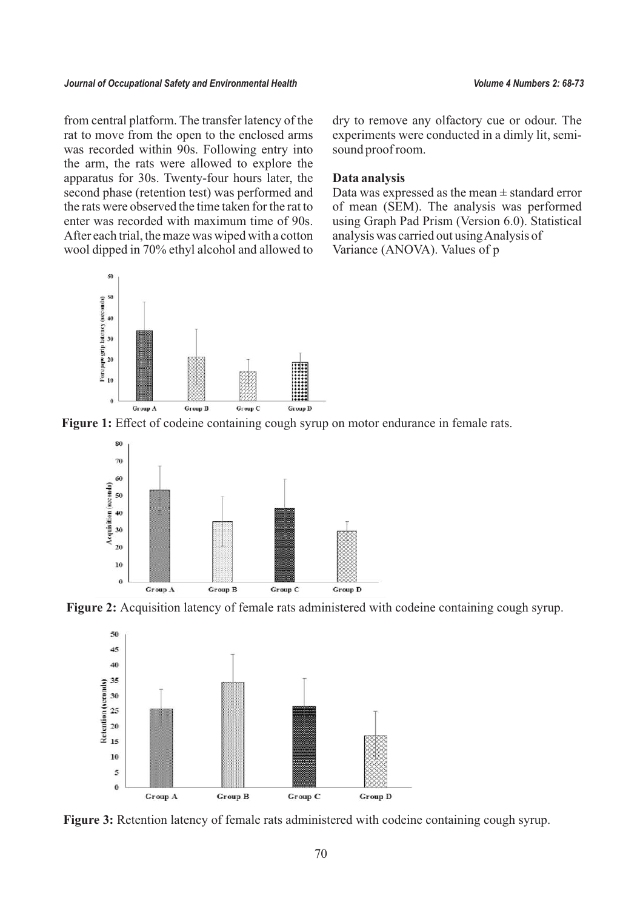from central platform. The transfer latency of the rat to move from the open to the enclosed arms was recorded within 90s. Following entry into the arm, the rats were allowed to explore the apparatus for 30s. Twenty-four hours later, the second phase (retention test) was performed and the rats were observed the time taken for the rat to enter was recorded with maximum time of 90s. After each trial, the maze was wiped with a cotton wool dipped in 70% ethyl alcohol and allowed to dry to remove any olfactory cue or odour. The experiments were conducted in a dimly lit, semi-sound proof room.

### Data analysis

Data was expressed as the mean ± standard error of mean (SEM). The analysis was performed using Graph Pad Prism (Version 6.0). Statistical analysis was carried out using Analysis of Variance (ANOVA). Values of p

**Figure 1:** Effect of codeine containing cough syrup on motor endurance in female rats.

**Figure 2:** Acquisition latency of female rats administered with codeine containing cough syrup.

**Figure 3:** Retention latency of female rats administered with codeine containing cough syrup.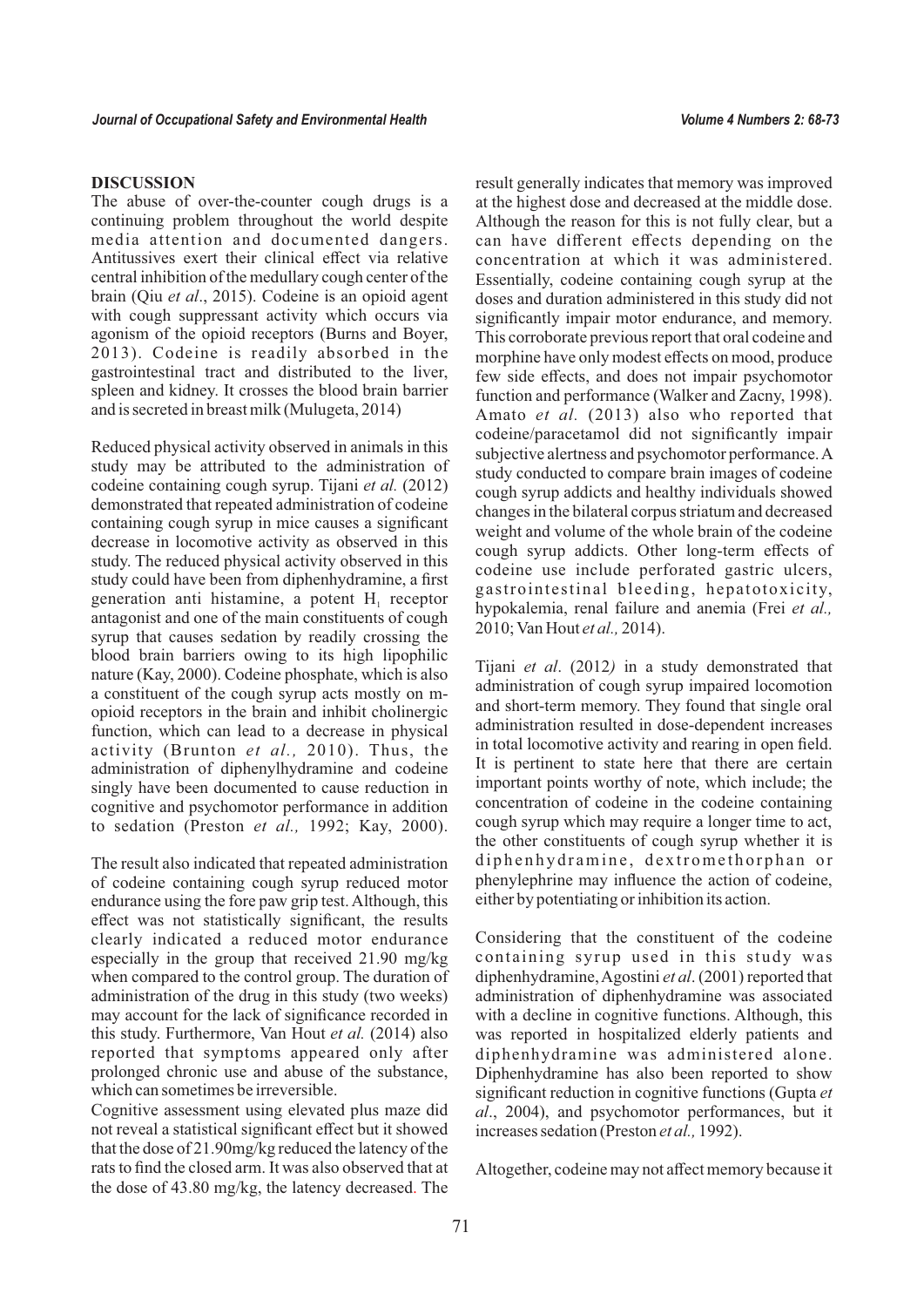## DISCUSSION

The abuse of over-the-counter cough drugs is a continuing problem throughout the world despite media attention and documented dangers. Antitussives exert their clinical effect via relative central inhibition of the medullary cough center of the brain (Qiu *et al*., 2015). Codeine is an opioid agent with cough suppressant activity which occurs via agonism of the opioid receptors (Burns and Boyer, 2013). Codeine is readily absorbed in the gastrointestinal tract and distributed to the liver, spleen and kidney. It crosses the blood brain barrier and is secreted in breast milk (Mulugeta, 2014)

Reduced physical activity observed in animals in this study may be attributed to the administration of codeine containing cough syrup. Tijani *et al.* (2012) demonstrated that repeated administration of codeine containing cough syrup in mice causes a significant decrease in locomotive activity as observed in this study. The reduced physical activity observed in this study could have been from diphenhydramine, a first generation anti histamine, a potent $H_1$ receptor antagonist and one of the main constituents of cough syrup that causes sedation by readily crossing the blood brain barriers owing to its high lipophilic nature (Kay, 2000). Codeine phosphate, which is also a constituent of the cough syrup acts mostly on m-opioid receptors in the brain and inhibit cholinergic function, which can lead to a decrease in physical activity (Brunton *et al.,* 2010). Thus, the administration of diphenylhydramine and codeine singly have been documented to cause reduction in cognitive and psychomotor performance in addition to sedation (Preston *et al.,* 1992; Kay, 2000).

The result also indicated that repeated administration of codeine containing cough syrup reduced motor endurance using the fore paw grip test. Although, this effect was not statistically significant, the results clearly indicated a reduced motor endurance especially in the group that received 21.90 mg/kg when compared to the control group. The duration of administration of the drug in this study (two weeks) may account for the lack of significance recorded in this study. Furthermore, Van Hout *et al.* (2014) also reported that symptoms appeared only after prolonged chronic use and abuse of the substance, which can sometimes be irreversible.

Cognitive assessment using elevated plus maze did not reveal a statistical significant effect but it showed that the dose of 21.90mg/kg reduced the latency of the rats to find the closed arm. It was also observed that at the dose of 43.80 mg/kg, the latency decreased. The result generally indicates that memory was improved at the highest dose and decreased at the middle dose. Although the reason for this is not fully clear, but a can have different effects depending on the concentration at which it was administered. Essentially, codeine containing cough syrup at the doses and duration administered in this study did not significantly impair motor endurance, and memory. This corroborate previous report that oral codeine and morphine have only modest effects on mood, produce few side effects, and does not impair psychomotor function and performance (Walker and Zacny, 1998). Amato *et al.* (2013) also who reported that codeine/paracetamol did not significantly impair subjective alertness and psychomotor performance. A study conducted to compare brain images of codeine cough syrup addicts and healthy individuals showed changes in the bilateral corpus striatum and decreased weight and volume of the whole brain of the codeine cough syrup addicts. Other long-term effects of codeine use include perforated gastric ulcers, gastrointestinal bleeding, hepatotoxicity, hypokalemia, renal failure and anemia (Frei *et al.,* 2010; Van Hout *et al.,* 2014).

Tijani *et al*. (2012) in a study demonstrated that administration of cough syrup impaired locomotion and short-term memory. They found that single oral administration resulted in dose-dependent increases in total locomotive activity and rearing in open field. It is pertinent to state here that there are certain important points worthy of note, which include; the concentration of codeine in the codeine containing cough syrup which may require a longer time to act, the other constituents of cough syrup whether it is diphenhydramine, dextromethorphan or phenylephrine may influence the action of codeine, either by potentiating or inhibition its action.

Considering that the constituent of the codeine containing syrup used in this study was diphenhydramine, Agostini *et al*. (2001) reported that administration of diphenhydramine was associated with a decline in cognitive functions. Although, this was reported in hospitalized elderly patients and diphenhydramine was administered alone. Diphenhydramine has also been reported to show significant reduction in cognitive functions (Gupta *et al*., 2004), and psychomotor performances, but it increases sedation (Preston *et al.,* 1992).

Altogether, codeine may not affect memory because it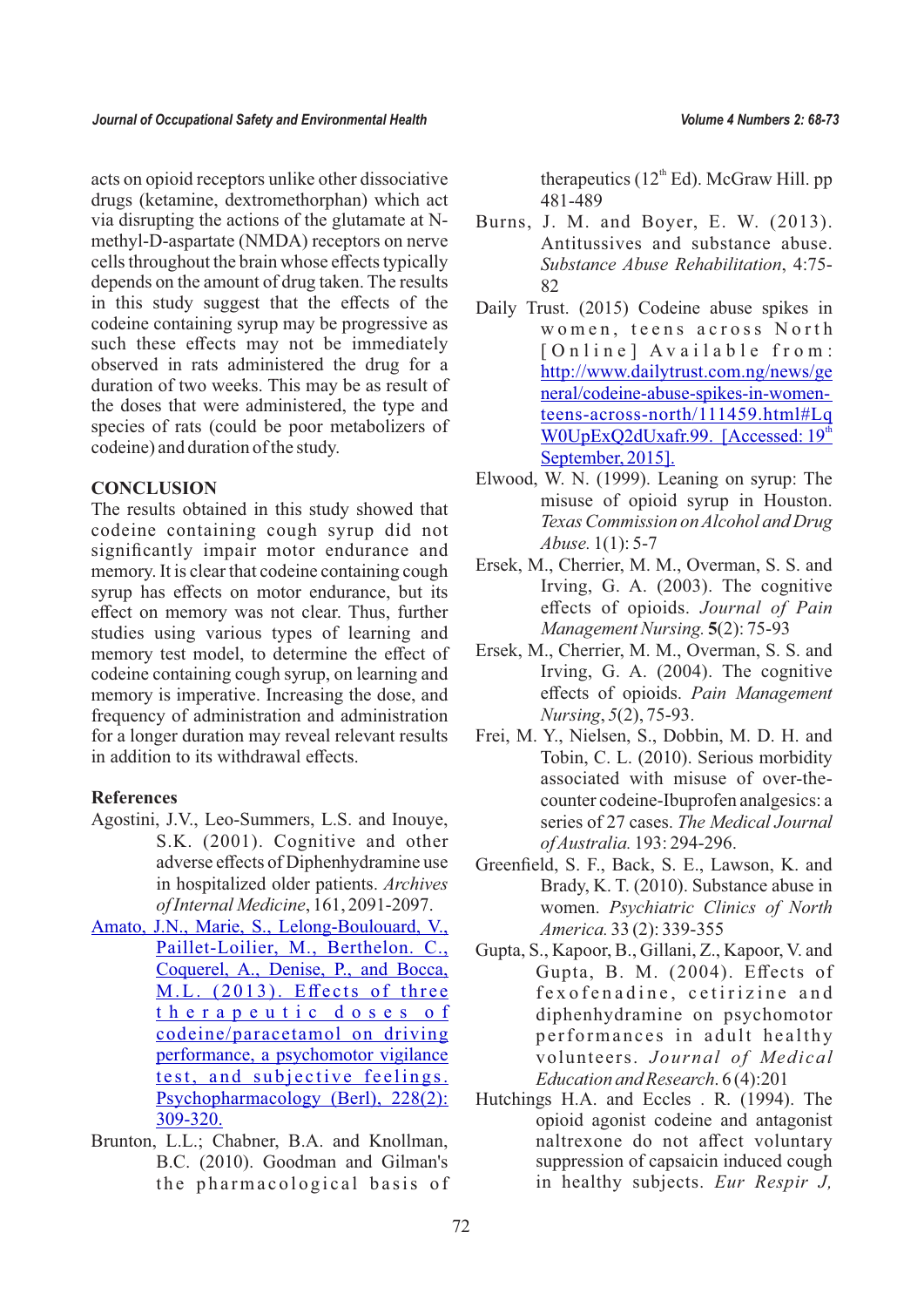acts on opioid receptors unlike other dissociative drugs (ketamine, dextromethorphan) which act via disrupting the actions of the glutamate at N-methyl-D-aspartate (NMDA) receptors on nerve cells throughout the brain whose effects typically depends on the amount of drug taken. The results in this study suggest that the effects of the codeine containing syrup may be progressive as such these effects may not be immediately observed in rats administered the drug for a duration of two weeks. This may be as result of the doses that were administered, the type and species of rats (could be poor metabolizers of codeine) and duration of the study.

## CONCLUSION

The results obtained in this study showed that codeine containing cough syrup did not significantly impair motor endurance and memory. It is clear that codeine containing cough syrup has effects on motor endurance, but its effect on memory was not clear. Thus, further studies using various types of learning and memory test model, to determine the effect of codeine containing cough syrup, on learning and memory is imperative. Increasing the dose, and frequency of administration and administration for a longer duration may reveal relevant results in addition to its withdrawal effects.

## References

Agostini, J.V., Leo-Summers, L.S. and Inouye, S.K. (2001). Cognitive and other adverse effects of Diphenhydramine use in hospitalized older patients. *Archives of Internal Medicine*, 161, 2091-2097.

Amato, J.N., Marie, S., Lelong-Boulouard, V., Paillet-Loilier, M., Berthelon. C., Coquerel, A., Denise, P., and Bocca, M.L. (2013). Effects of three therapeutic doses of codeine/paracetamol on driving performance, a psychomotor vigilance test, and subjective feelings. Psychopharmacology (Berl), 228(2): 309-320.

Brunton, L.L.; Chabner, B.A. and Knollman, B.C. (2010). Goodman and Gilman's the pharmacological basis of therapeutics (12th Ed). McGraw Hill. pp 481-489

Burns, J. M. and Boyer, E. W. (2013). Antitussives and substance abuse. *Substance Abuse Rehabilitation*, 4:75-82

Daily Trust. (2015) Codeine abuse spikes in women, teens across North [Online] Available from: http://www.dailytrust.com.ng/news/general/codeine-abuse-spikes-in-women-teens-across-north/111459.html#LqW0UpExQ2dUxafr.99. [Accessed: 19th September, 2015].

Elwood, W. N. (1999). Leaning on syrup: The misuse of opioid syrup in Houston. *Texas Commission on Alcohol and Drug Abuse.* 1(1): 5-7

Ersek, M., Cherrier, M. M., Overman, S. S. and Irving, G. A. (2003). The cognitive effects of opioids. *Journal of Pain Management Nursing.* **5**(2): 75-93

Ersek, M., Cherrier, M. M., Overman, S. S. and Irving, G. A. (2004). The cognitive effects of opioids. *Pain Management Nursing*, *5*(2), 75-93.

Frei, M. Y., Nielsen, S., Dobbin, M. D. H. and Tobin, C. L. (2010). Serious morbidity associated with misuse of over-the-counter codeine-Ibuprofen analgesics: a series of 27 cases. *The Medical Journal of Australia.* 193: 294-296.

Greenfield, S. F., Back, S. E., Lawson, K. and Brady, K. T. (2010). Substance abuse in women. *Psychiatric Clinics of North America.* 33 (2): 339-355

Gupta, S., Kapoor, B., Gillani, Z., Kapoor, V. and Gupta, B. M. (2004). Effects of fexofenadine, cetirizine and diphenhydramine on psychomotor performances in adult healthy volunteers. *Journal of Medical Education and Research*. 6 (4):201

Hutchings H.A. and Eccles . R. (1994). The opioid agonist codeine and antagonist naltrexone do not affect voluntary suppression of capsaicin induced cough in healthy subjects. *Eur Respir J,*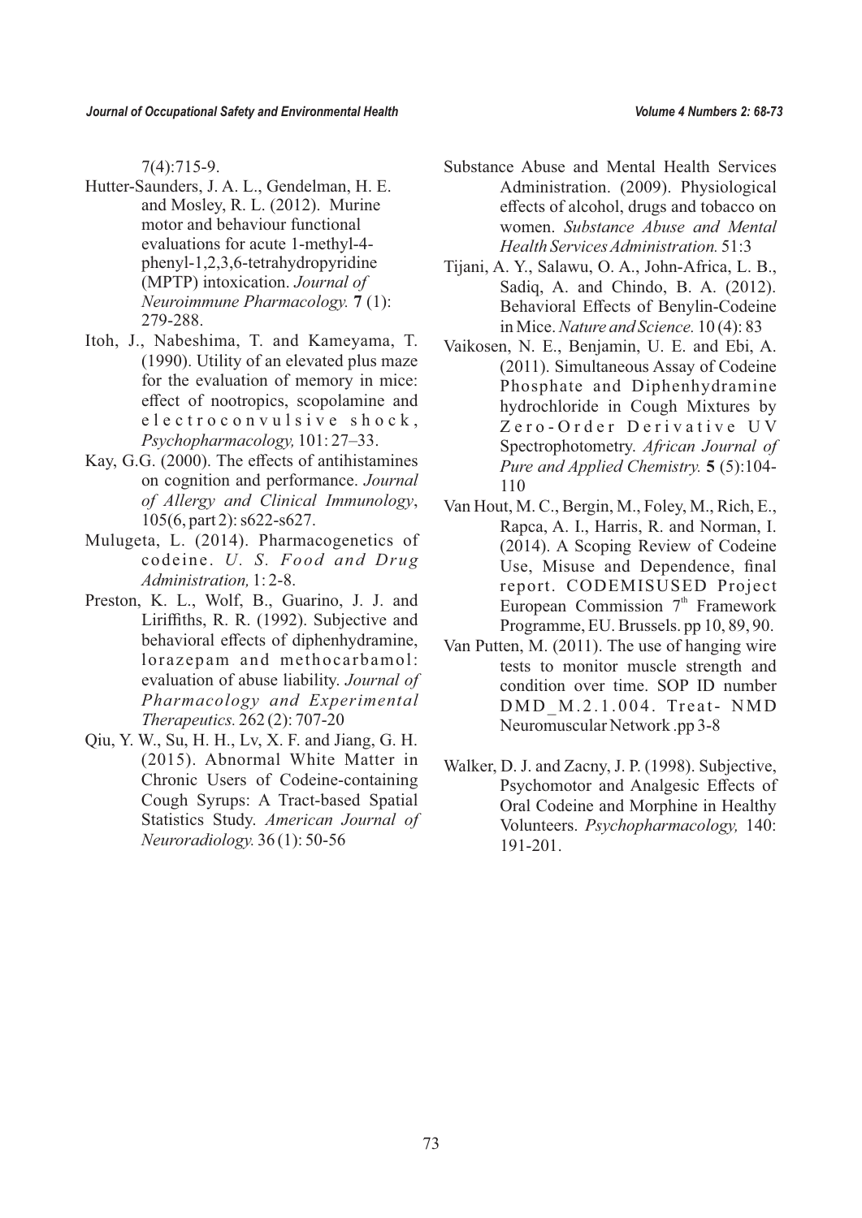7(4):715-9.

Hutter-Saunders, J. A. L., Gendelman, H. E. and Mosley, R. L. (2012). Murine motor and behaviour functional evaluations for acute 1-methyl-4-phenyl-1,2,3,6-tetrahydropyridine (MPTP) intoxication. *Journal of Neuroimmune Pharmacology.* **7** (1): 279-288.

Itoh, J., Nabeshima, T. and Kameyama, T. (1990). Utility of an elevated plus maze for the evaluation of memory in mice: effect of nootropics, scopolamine and electroconvulsive shock, *Psychopharmacology,* 101: 27–33.

Kay, G.G. (2000). The effects of antihistamines on cognition and performance. *Journal of Allergy and Clinical Immunology*, 105(6, part 2): s622-s627.

Mulugeta, L. (2014). Pharmacogenetics of codeine. *U. S. Food and Drug Administration,* 1: 2-8.

Preston, K. L., Wolf, B., Guarino, J. J. and Liriffiths, R. R. (1992). Subjective and behavioral effects of diphenhydramine, lorazepam and methocarbamol: evaluation of abuse liability. *Journal of Pharmacology and Experimental Therapeutics.* 262 (2): 707-20

Qiu, Y. W., Su, H. H., Lv, X. F. and Jiang, G. H. (2015). Abnormal White Matter in Chronic Users of Codeine-containing Cough Syrups: A Tract-based Spatial Statistics Study. *American Journal of Neuroradiology.* 36 (1): 50-56

Substance Abuse and Mental Health Services Administration. (2009). Physiological effects of alcohol, drugs and tobacco on women. *Substance Abuse and Mental Health Services Administration.* 51:3

Tijani, A. Y., Salawu, O. A., John-Africa, L. B., Sadiq, A. and Chindo, B. A. (2012). Behavioral Effects of Benylin-Codeine in Mice. *Nature and Science.* 10 (4): 83

Vaikosen, N. E., Benjamin, U. E. and Ebi, A. (2011). Simultaneous Assay of Codeine Phosphate and Diphenhydramine hydrochloride in Cough Mixtures by Zero-Order Derivative UV Spectrophotometry. *African Journal of Pure and Applied Chemistry.* **5** (5):104-110

Van Hout, M. C., Bergin, M., Foley, M., Rich, E., Rapca, A. I., Harris, R. and Norman, I. (2014). A Scoping Review of Codeine Use, Misuse and Dependence, final report. CODEMISUSED Project European Commission 7th Framework Programme, EU. Brussels. pp 10, 89, 90.

Van Putten, M. (2011). The use of hanging wire tests to monitor muscle strength and condition over time. SOP ID number DMD_M.2.1.004. Treat- NMD Neuromuscular Network .pp 3-8

Walker, D. J. and Zacny, J. P. (1998). Subjective, Psychomotor and Analgesic Effects of Oral Codeine and Morphine in Healthy Volunteers. *Psychopharmacology,* 140: 191-201.